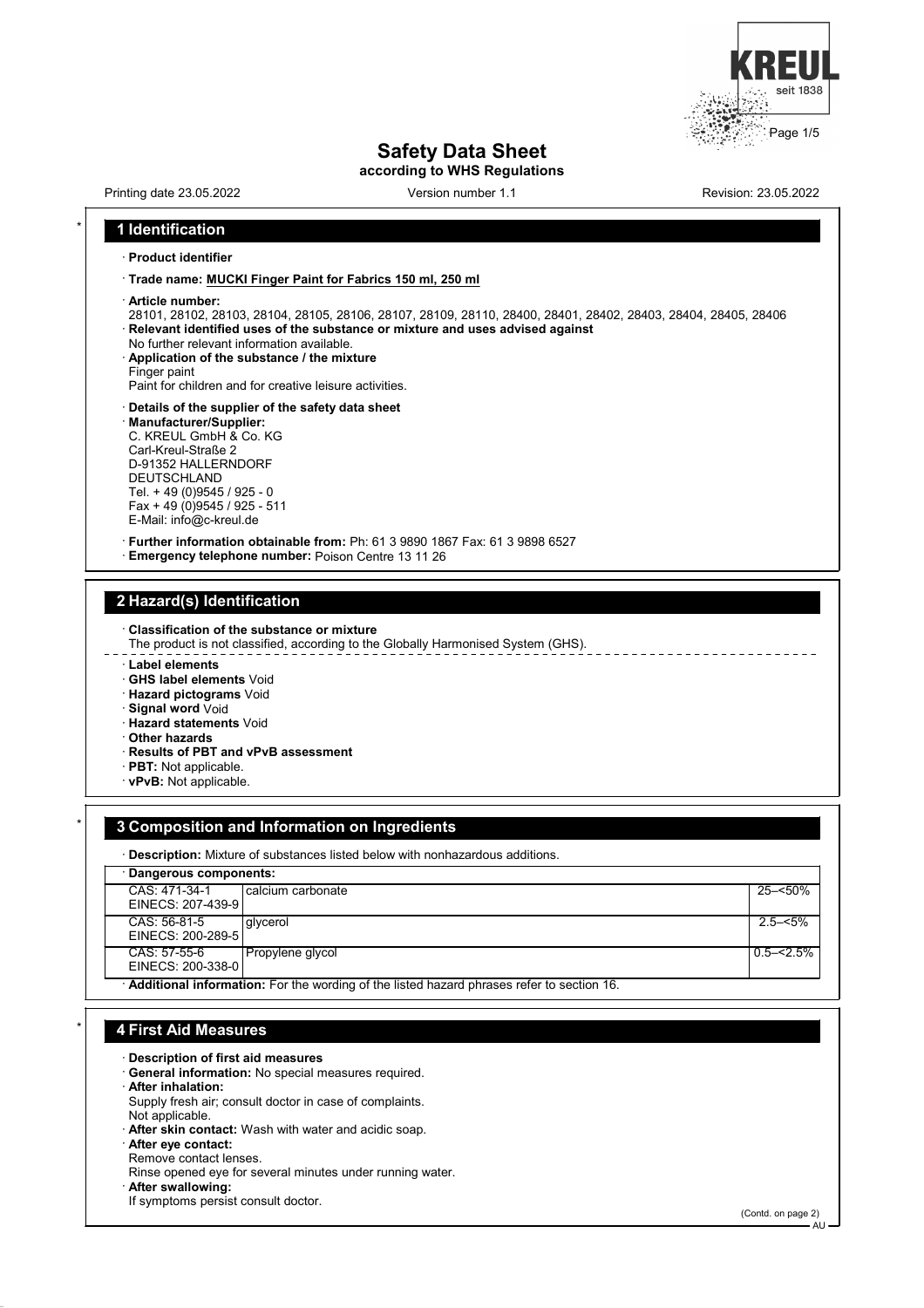# Safety Data Sheet

**according to WHS Regulations**

Printing date 23.05.2022 Version number 1.1 Revision: 23.05.2022

## 1 Identification

· **Product identifier**

· **Trade name: MUCKI Finger Paint for Fabrics 150 ml, 250 ml**

· **Article number:**
28101, 28102, 28103, 28104, 28105, 28106, 28107, 28109, 28110, 28400, 28401, 28402, 28403, 28404, 28405, 28406

· **Relevant identified uses of the substance or mixture and uses advised against**
No further relevant information available.

· **Application of the substance / the mixture**
Finger paint
Paint for children and for creative leisure activities.

· **Details of the supplier of the safety data sheet**

· **Manufacturer/Supplier:**
C. KREUL GmbH & Co. KG
Carl-Kreul-Straße 2
D-91352 HALLERNDORF
DEUTSCHLAND
Tel. + 49 (0)9545 / 925 - 0
Fax + 49 (0)9545 / 925 - 511
E-Mail: info@c-kreul.de

· **Further information obtainable from:** Ph: 61 3 9890 1867 Fax: 61 3 9898 6527

· **Emergency telephone number:** Poison Centre 13 11 26

## 2 Hazard(s) Identification

· **Classification of the substance or mixture**
The product is not classified, according to the Globally Harmonised System (GHS).

· **Label elements**
· **GHS label elements** Void
· **Hazard pictograms** Void
· **Signal word** Void
· **Hazard statements** Void
· **Other hazards**
· **Results of PBT and vPvB assessment**
· **PBT:** Not applicable.
· **vPvB:** Not applicable.

## 3 Composition and Information on Ingredients

· **Description:** Mixture of substances listed below with nonhazardous additions.

| · Dangerous components: | | |
|---|---|---|
| CAS: 471-34-1<br>EINECS: 207-439-9 | calcium carbonate | 25–<50% |
| CAS: 56-81-5<br>EINECS: 200-289-5 | glycerol | 2.5–<5% |
| CAS: 57-55-6<br>EINECS: 200-338-0 | Propylene glycol | 0.5–<2.5% |

· **Additional information:** For the wording of the listed hazard phrases refer to section 16.

## 4 First Aid Measures

· **Description of first aid measures**
· **General information:** No special measures required.
· **After inhalation:**
Supply fresh air; consult doctor in case of complaints.
Not applicable.
· **After skin contact:** Wash with water and acidic soap.
· **After eye contact:**
Remove contact lenses.
Rinse opened eye for several minutes under running water.
· **After swallowing:**
If symptoms persist consult doctor.

(Contd. on page 2)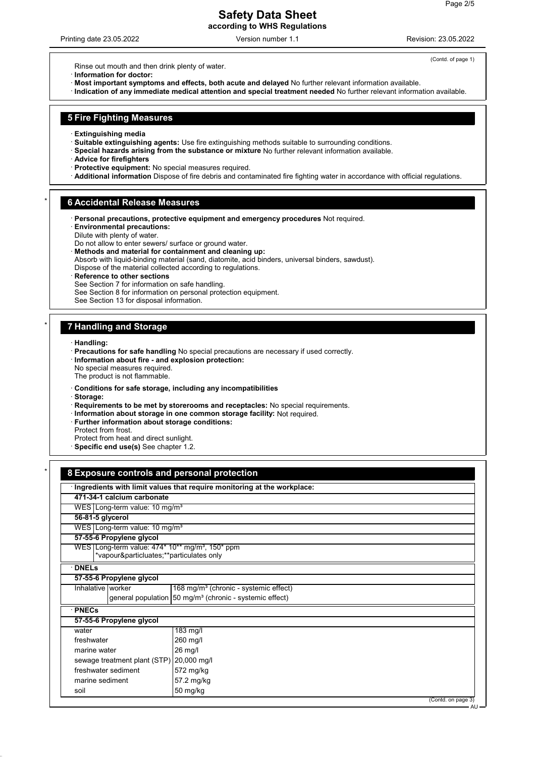(Contd. of page 1)

Rinse out mouth and then drink plenty of water.

· **Information for doctor:**

· **Most important symptoms and effects, both acute and delayed** No further relevant information available.

· **Indication of any immediate medical attention and special treatment needed** No further relevant information available.

## 5 Fire Fighting Measures

· **Extinguishing media**

· **Suitable extinguishing agents:** Use fire extinguishing methods suitable to surrounding conditions.

· **Special hazards arising from the substance or mixture** No further relevant information available.

· **Advice for firefighters**

· **Protective equipment:** No special measures required.

· **Additional information** Dispose of fire debris and contaminated fire fighting water in accordance with official regulations.

## 6 Accidental Release Measures

· **Personal precautions, protective equipment and emergency procedures** Not required.

· **Environmental precautions:**

Dilute with plenty of water.

Do not allow to enter sewers/ surface or ground water.

· **Methods and material for containment and cleaning up:**

Absorb with liquid-binding material (sand, diatomite, acid binders, universal binders, sawdust).

Dispose of the material collected according to regulations.

· **Reference to other sections**

See Section 7 for information on safe handling.

See Section 8 for information on personal protection equipment.

See Section 13 for disposal information.

## 7 Handling and Storage

· **Handling:**

· **Precautions for safe handling** No special precautions are necessary if used correctly.

· **Information about fire - and explosion protection:**

No special measures required.

The product is not flammable.

· **Conditions for safe storage, including any incompatibilities**

· **Storage:**

· **Requirements to be met by storerooms and receptacles:** No special requirements.

· **Information about storage in one common storage facility:** Not required.

· **Further information about storage conditions:**

Protect from frost.

Protect from heat and direct sunlight.

· **Specific end use(s)** See chapter 1.2.

## 8 Exposure controls and personal protection

· **Ingredients with limit values that require monitoring at the workplace:**

| **471-34-1 calcium carbonate** | |
|---|---|
| WES | Long-term value: 10 mg/m³ |
| **56-81-5 glycerol** | |
| WES | Long-term value: 10 mg/m³ |
| **57-55-6 Propylene glycol** | |
| WES | Long-term value: 474* 10** mg/m³, 150* ppm<br>*vapour&particluates;**particulates only |

· **DNELs**

| **57-55-6 Propylene glycol** | | |
|---|---|---|
| Inhalative | worker | 168 mg/m³ (chronic - systemic effect) |
| | general population | 50 mg/m³ (chronic - systemic effect) |

· **PNECs**

| **57-55-6 Propylene glycol** | |
|---|---|
| water | 183 mg/l |
| freshwater | 260 mg/l |
| marine water | 26 mg/l |
| sewage treatment plant (STP) | 20,000 mg/l |
| freshwater sediment | 572 mg/kg |
| marine sediment | 57.2 mg/kg |
| soil | 50 mg/kg |

(Contd. on page 3)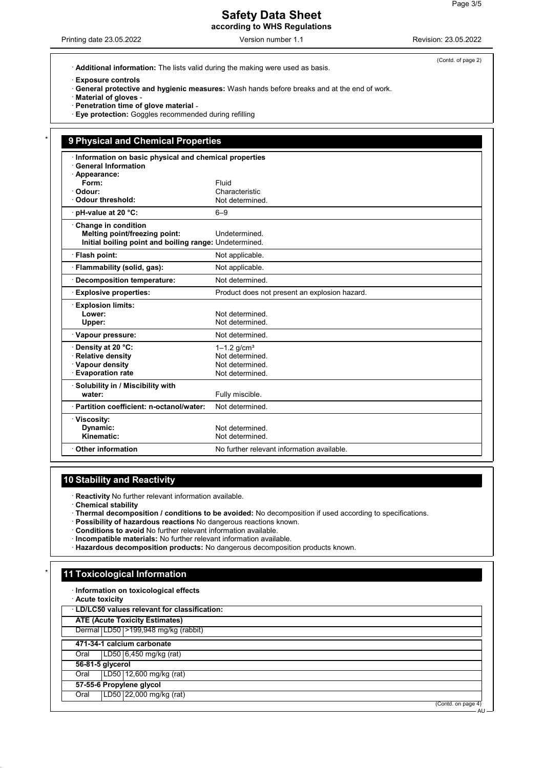(Contd. of page 2)

· **Additional information:** The lists valid during the making were used as basis.

· **Exposure controls**
· **General protective and hygienic measures:** Wash hands before breaks and at the end of work.
· **Material of gloves** -
· **Penetration time of glove material** -
· **Eye protection:** Goggles recommended during refilling

## 9 Physical and Chemical Properties

| · **Information on basic physical and chemical properties** | |
|---|---|
| · **General Information** | |
| · **Appearance:** | |
| **Form:** | Fluid |
| · **Odour:** | Characteristic |
| · **Odour threshold:** | Not determined. |
| · **pH-value at 20 °C:** | 6–9 |
| · **Change in condition** | |
| **Melting point/freezing point:** | Undetermined. |
| **Initial boiling point and boiling range:** | Undetermined. |
| · **Flash point:** | Not applicable. |
| · **Flammability (solid, gas):** | Not applicable. |
| · **Decomposition temperature:** | Not determined. |
| · **Explosive properties:** | Product does not present an explosion hazard. |
| · **Explosion limits:** | |
| **Lower:** | Not determined. |
| **Upper:** | Not determined. |
| · **Vapour pressure:** | Not determined. |
| · **Density at 20 °C:** | 1–1.2 g/cm³ |
| · **Relative density** | Not determined. |
| · **Vapour density** | Not determined. |
| · **Evaporation rate** | Not determined. |
| · **Solubility in / Miscibility with water:** | Fully miscible. |
| · **Partition coefficient: n-octanol/water:** | Not determined. |
| · **Viscosity:** | |
| **Dynamic:** | Not determined. |
| **Kinematic:** | Not determined. |
| · **Other information** | No further relevant information available. |

## 10 Stability and Reactivity

· **Reactivity** No further relevant information available.
· **Chemical stability**
· **Thermal decomposition / conditions to be avoided:** No decomposition if used according to specifications.
· **Possibility of hazardous reactions** No dangerous reactions known.
· **Conditions to avoid** No further relevant information available.
· **Incompatible materials:** No further relevant information available.
· **Hazardous decomposition products:** No dangerous decomposition products known.

## 11 Toxicological Information

· **Information on toxicological effects**
· **Acute toxicity**

| · **LD/LC50 values relevant for classification:** | | |
|---|---|---|
| **ATE (Acute Toxicity Estimates)** | | |
| Dermal | LD50 | >199,948 mg/kg (rabbit) |
| **471-34-1 calcium carbonate** | | |
| Oral | LD50 | 6,450 mg/kg (rat) |
| **56-81-5 glycerol** | | |
| Oral | LD50 | 12,600 mg/kg (rat) |
| **57-55-6 Propylene glycol** | | |
| Oral | LD50 | 22,000 mg/kg (rat) |

(Contd. on page 4)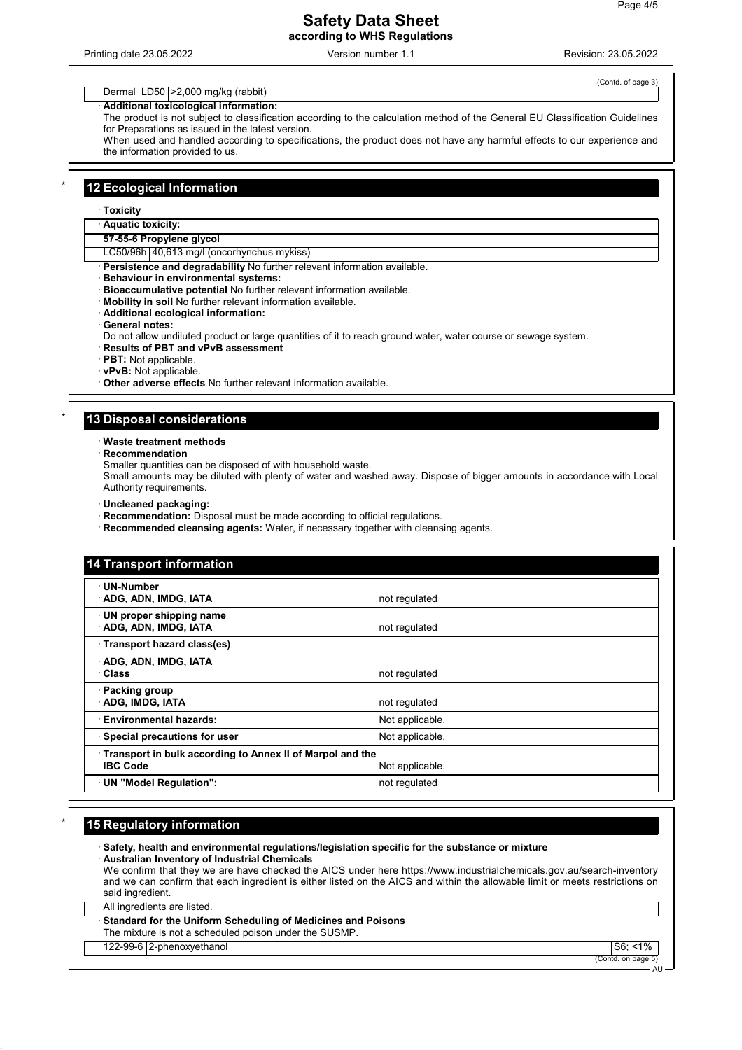(Contd. of page 3)

| Dermal | LD50 | >2,000 mg/kg (rabbit) |
|---|---|---|

· **Additional toxicological information:**
The product is not subject to classification according to the calculation method of the General EU Classification Guidelines for Preparations as issued in the latest version.
When used and handled according to specifications, the product does not have any harmful effects to our experience and the information provided to us.

## 12 Ecological Information

· **Toxicity**

| · **Aquatic toxicity:** | |
|---|---|
| **57-55-6 Propylene glycol** | |
| LC50/96h | 40,613 mg/l (oncorhynchus mykiss) |

· **Persistence and degradability** No further relevant information available.
· **Behaviour in environmental systems:**
· **Bioaccumulative potential** No further relevant information available.
· **Mobility in soil** No further relevant information available.
· **Additional ecological information:**
· **General notes:**
Do not allow undiluted product or large quantities of it to reach ground water, water course or sewage system.
· **Results of PBT and vPvB assessment**
· **PBT:** Not applicable.
· **vPvB:** Not applicable.
· **Other adverse effects** No further relevant information available.

## 13 Disposal considerations

· **Waste treatment methods**
· **Recommendation**
Smaller quantities can be disposed of with household waste.
Small amounts may be diluted with plenty of water and washed away. Dispose of bigger amounts in accordance with Local Authority requirements.

· **Uncleaned packaging:**
· **Recommendation:** Disposal must be made according to official regulations.
· **Recommended cleansing agents:** Water, if necessary together with cleansing agents.

## 14 Transport information

| | |
|---|---|
| · **UN-Number**<br>· **ADG, ADN, IMDG, IATA** | not regulated |
| · **UN proper shipping name**<br>· **ADG, ADN, IMDG, IATA** | not regulated |
| · **Transport hazard class(es)**<br>· **ADG, ADN, IMDG, IATA**<br>· **Class** | not regulated |
| · **Packing group**<br>· **ADG, IMDG, IATA** | not regulated |
| · **Environmental hazards:** | Not applicable. |
| · **Special precautions for user** | Not applicable. |
| · **Transport in bulk according to Annex II of Marpol and the IBC Code** | Not applicable. |
| · **UN "Model Regulation":** | not regulated |

## 15 Regulatory information

· **Safety, health and environmental regulations/legislation specific for the substance or mixture**
· **Australian Inventory of Industrial Chemicals**
We confirm that they we are have checked the AICS under here https://www.industrialchemicals.gov.au/search-inventory and we can confirm that each ingredient is either listed on the AICS and within the allowable limit or meets restrictions on said ingredient.

All ingredients are listed.

· **Standard for the Uniform Scheduling of Medicines and Poisons**
The mixture is not a scheduled poison under the SUSMP.

| 122-99-6 | 2-phenoxyethanol | S6; <1% |
|---|---|---|

(Contd. on page 5)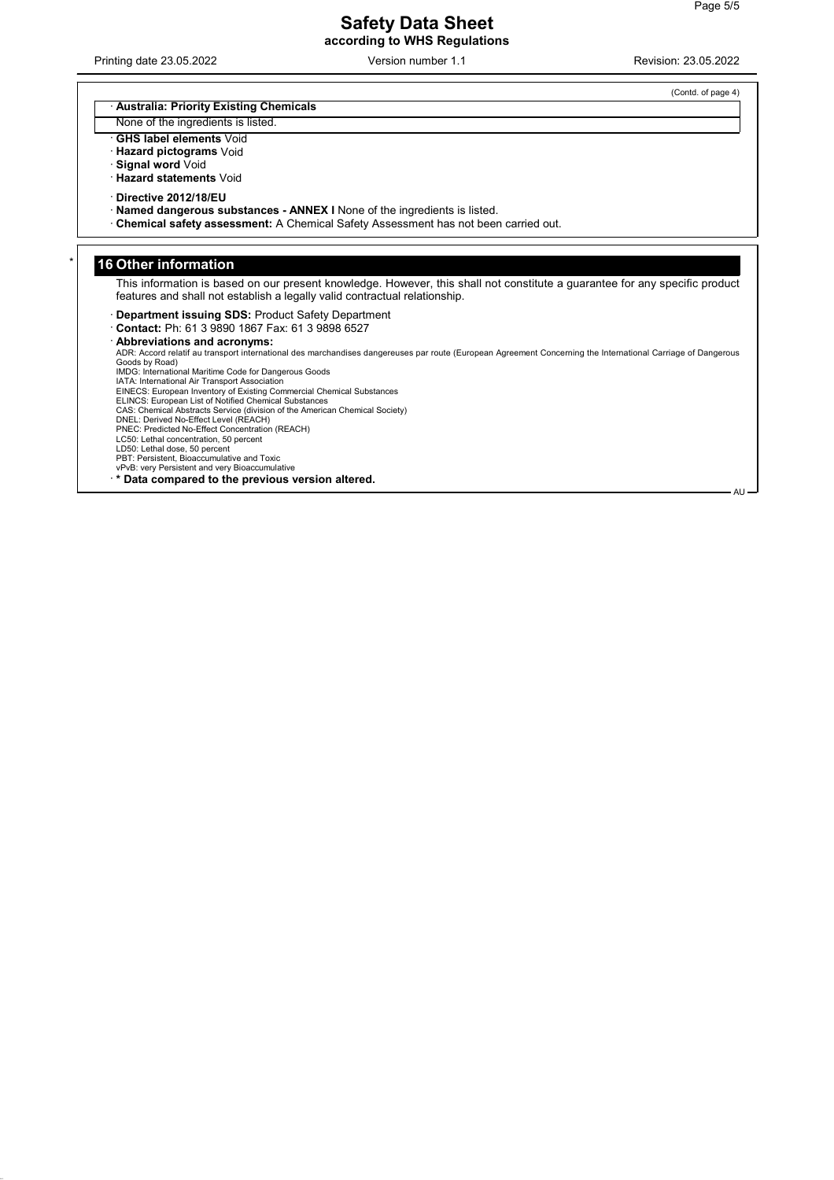(Contd. of page 4)

· **Australia: Priority Existing Chemicals**

None of the ingredients is listed.

· **GHS label elements** Void
· **Hazard pictograms** Void
· **Signal word** Void
· **Hazard statements** Void

· **Directive 2012/18/EU**
· **Named dangerous substances - ANNEX I** None of the ingredients is listed.
· **Chemical safety assessment:** A Chemical Safety Assessment has not been carried out.

## * 16 Other information

This information is based on our present knowledge. However, this shall not constitute a guarantee for any specific product features and shall not establish a legally valid contractual relationship.

· **Department issuing SDS:** Product Safety Department
· **Contact:** Ph: 61 3 9890 1867 Fax: 61 3 9898 6527
· **Abbreviations and acronyms:**

ADR: Accord relatif au transport international des marchandises dangereuses par route (European Agreement Concerning the International Carriage of Dangerous Goods by Road)
IMDG: International Maritime Code for Dangerous Goods
IATA: International Air Transport Association
EINECS: European Inventory of Existing Commercial Chemical Substances
ELINCS: European List of Notified Chemical Substances
CAS: Chemical Abstracts Service (division of the American Chemical Society)
DNEL: Derived No-Effect Level (REACH)
PNEC: Predicted No-Effect Concentration (REACH)
LC50: Lethal concentration, 50 percent
LD50: Lethal dose, 50 percent
PBT: Persistent, Bioaccumulative and Toxic
vPvB: very Persistent and very Bioaccumulative

· *** Data compared to the previous version altered.**

AU